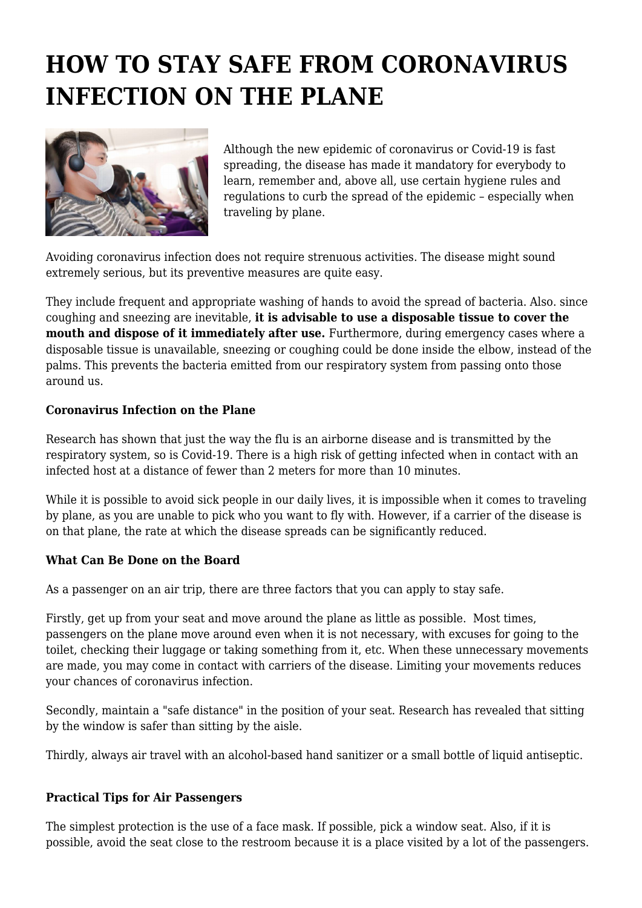# HOW TO STAY SAFE FROM CORONAVIRUS INFECTION ON THE PLANE

Although the new epidemic of coronavirus or Covid-19 is fast spreading, the disease has made it mandatory for everybody to learn, remember and, above all, use certain hygiene rules and regulations to curb the spread of the epidemic – especially when traveling by plane.

Avoiding coronavirus infection does not require strenuous activities. The disease might sound extremely serious, but its preventive measures are quite easy.

They include frequent and appropriate washing of hands to avoid the spread of bacteria. Also. since coughing and sneezing are inevitable, **it is advisable to use a disposable tissue to cover the mouth and dispose of it immediately after use.** Furthermore, during emergency cases where a disposable tissue is unavailable, sneezing or coughing could be done inside the elbow, instead of the palms. This prevents the bacteria emitted from our respiratory system from passing onto those around us.

**Coronavirus Infection on the Plane**

Research has shown that just the way the flu is an airborne disease and is transmitted by the respiratory system, so is Covid-19. There is a high risk of getting infected when in contact with an infected host at a distance of fewer than 2 meters for more than 10 minutes.

While it is possible to avoid sick people in our daily lives, it is impossible when it comes to traveling by plane, as you are unable to pick who you want to fly with. However, if a carrier of the disease is on that plane, the rate at which the disease spreads can be significantly reduced.

**What Can Be Done on the Board**

As a passenger on an air trip, there are three factors that you can apply to stay safe.

Firstly, get up from your seat and move around the plane as little as possible. Most times, passengers on the plane move around even when it is not necessary, with excuses for going to the toilet, checking their luggage or taking something from it, etc. When these unnecessary movements are made, you may come in contact with carriers of the disease. Limiting your movements reduces your chances of coronavirus infection.

Secondly, maintain a "safe distance" in the position of your seat. Research has revealed that sitting by the window is safer than sitting by the aisle.

Thirdly, always air travel with an alcohol-based hand sanitizer or a small bottle of liquid antiseptic.

**Practical Tips for Air Passengers**

The simplest protection is the use of a face mask. If possible, pick a window seat. Also, if it is possible, avoid the seat close to the restroom because it is a place visited by a lot of the passengers.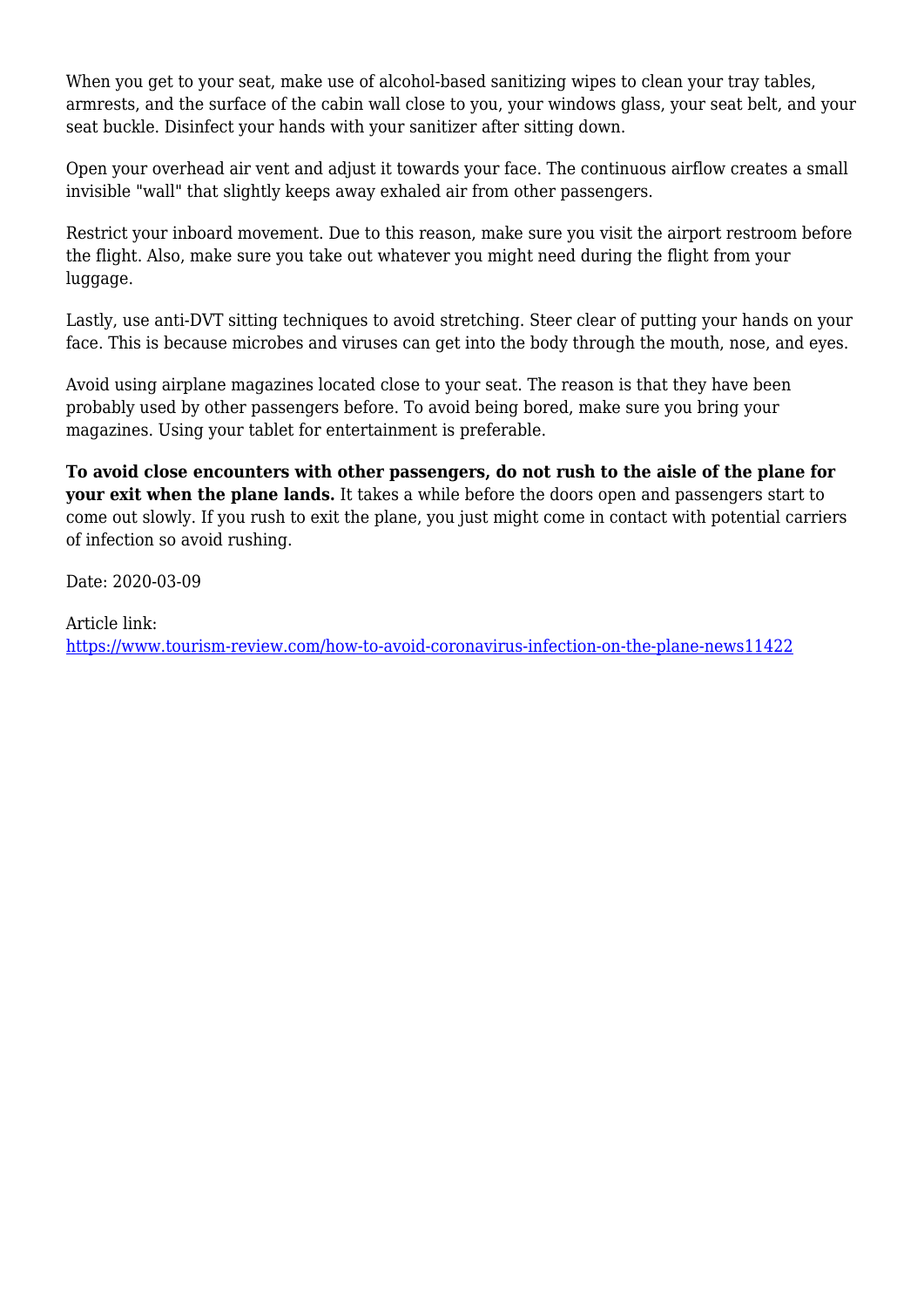When you get to your seat, make use of alcohol-based sanitizing wipes to clean your tray tables, armrests, and the surface of the cabin wall close to you, your windows glass, your seat belt, and your seat buckle. Disinfect your hands with your sanitizer after sitting down.

Open your overhead air vent and adjust it towards your face. The continuous airflow creates a small invisible "wall" that slightly keeps away exhaled air from other passengers.

Restrict your inboard movement. Due to this reason, make sure you visit the airport restroom before the flight. Also, make sure you take out whatever you might need during the flight from your luggage.

Lastly, use anti-DVT sitting techniques to avoid stretching. Steer clear of putting your hands on your face. This is because microbes and viruses can get into the body through the mouth, nose, and eyes.

Avoid using airplane magazines located close to your seat. The reason is that they have been probably used by other passengers before. To avoid being bored, make sure you bring your magazines. Using your tablet for entertainment is preferable.

**To avoid close encounters with other passengers, do not rush to the aisle of the plane for your exit when the plane lands.** It takes a while before the doors open and passengers start to come out slowly. If you rush to exit the plane, you just might come in contact with potential carriers of infection so avoid rushing.

Date: 2020-03-09

Article link:
[https://www.tourism-review.com/how-to-avoid-coronavirus-infection-on-the-plane-news11422](https://www.tourism-review.com/how-to-avoid-coronavirus-infection-on-the-plane-news11422)